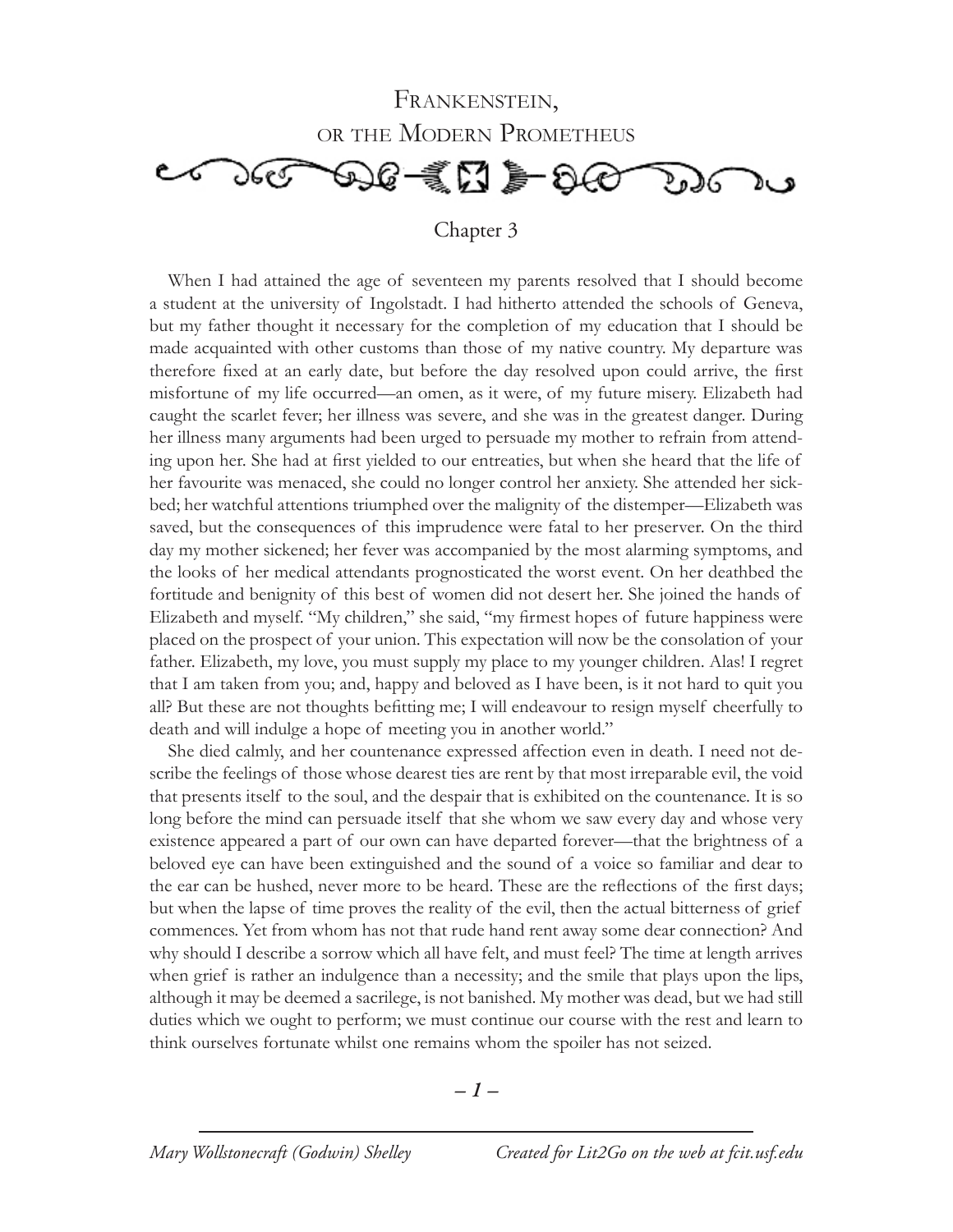# Frankenstein, or the Modern Prometheus

## Chapter 3

When I had attained the age of seventeen my parents resolved that I should become a student at the university of Ingolstadt. I had hitherto attended the schools of Geneva, but my father thought it necessary for the completion of my education that I should be made acquainted with other customs than those of my native country. My departure was therefore fixed at an early date, but before the day resolved upon could arrive, the first misfortune of my life occurred—an omen, as it were, of my future misery. Elizabeth had caught the scarlet fever; her illness was severe, and she was in the greatest danger. During her illness many arguments had been urged to persuade my mother to refrain from attending upon her. She had at first yielded to our entreaties, but when she heard that the life of her favourite was menaced, she could no longer control her anxiety. She attended her sickbed; her watchful attentions triumphed over the malignity of the distemper—Elizabeth was saved, but the consequences of this imprudence were fatal to her preserver. On the third day my mother sickened; her fever was accompanied by the most alarming symptoms, and the looks of her medical attendants prognosticated the worst event. On her deathbed the fortitude and benignity of this best of women did not desert her. She joined the hands of Elizabeth and myself. "My children," she said, "my firmest hopes of future happiness were placed on the prospect of your union. This expectation will now be the consolation of your father. Elizabeth, my love, you must supply my place to my younger children. Alas! I regret that I am taken from you; and, happy and beloved as I have been, is it not hard to quit you all? But these are not thoughts befitting me; I will endeavour to resign myself cheerfully to death and will indulge a hope of meeting you in another world."

She died calmly, and her countenance expressed affection even in death. I need not describe the feelings of those whose dearest ties are rent by that most irreparable evil, the void that presents itself to the soul, and the despair that is exhibited on the countenance. It is so long before the mind can persuade itself that she whom we saw every day and whose very existence appeared a part of our own can have departed forever—that the brightness of a beloved eye can have been extinguished and the sound of a voice so familiar and dear to the ear can be hushed, never more to be heard. These are the reflections of the first days; but when the lapse of time proves the reality of the evil, then the actual bitterness of grief commences. Yet from whom has not that rude hand rent away some dear connection? And why should I describe a sorrow which all have felt, and must feel? The time at length arrives when grief is rather an indulgence than a necessity; and the smile that plays upon the lips, although it may be deemed a sacrilege, is not banished. My mother was dead, but we had still duties which we ought to perform; we must continue our course with the rest and learn to think ourselves fortunate whilst one remains whom the spoiler has not seized.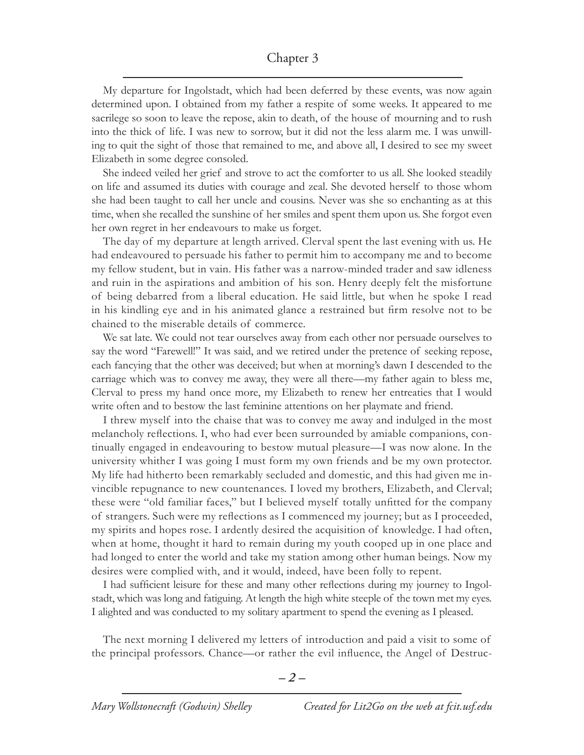## Chapter 3

My departure for Ingolstadt, which had been deferred by these events, was now again determined upon. I obtained from my father a respite of some weeks. It appeared to me sacrilege so soon to leave the repose, akin to death, of the house of mourning and to rush into the thick of life. I was new to sorrow, but it did not the less alarm me. I was unwilling to quit the sight of those that remained to me, and above all, I desired to see my sweet Elizabeth in some degree consoled.

She indeed veiled her grief and strove to act the comforter to us all. She looked steadily on life and assumed its duties with courage and zeal. She devoted herself to those whom she had been taught to call her uncle and cousins. Never was she so enchanting as at this time, when she recalled the sunshine of her smiles and spent them upon us. She forgot even her own regret in her endeavours to make us forget.

The day of my departure at length arrived. Clerval spent the last evening with us. He had endeavoured to persuade his father to permit him to accompany me and to become my fellow student, but in vain. His father was a narrow-minded trader and saw idleness and ruin in the aspirations and ambition of his son. Henry deeply felt the misfortune of being debarred from a liberal education. He said little, but when he spoke I read in his kindling eye and in his animated glance a restrained but firm resolve not to be chained to the miserable details of commerce.

We sat late. We could not tear ourselves away from each other nor persuade ourselves to say the word "Farewell!" It was said, and we retired under the pretence of seeking repose, each fancying that the other was deceived; but when at morning's dawn I descended to the carriage which was to convey me away, they were all there—my father again to bless me, Clerval to press my hand once more, my Elizabeth to renew her entreaties that I would write often and to bestow the last feminine attentions on her playmate and friend.

I threw myself into the chaise that was to convey me away and indulged in the most melancholy reflections. I, who had ever been surrounded by amiable companions, continually engaged in endeavouring to bestow mutual pleasure—I was now alone. In the university whither I was going I must form my own friends and be my own protector. My life had hitherto been remarkably secluded and domestic, and this had given me invincible repugnance to new countenances. I loved my brothers, Elizabeth, and Clerval; these were "old familiar faces," but I believed myself totally unfitted for the company of strangers. Such were my reflections as I commenced my journey; but as I proceeded, my spirits and hopes rose. I ardently desired the acquisition of knowledge. I had often, when at home, thought it hard to remain during my youth cooped up in one place and had longed to enter the world and take my station among other human beings. Now my desires were complied with, and it would, indeed, have been folly to repent.

I had sufficient leisure for these and many other reflections during my journey to Ingolstadt, which was long and fatiguing. At length the high white steeple of the town met my eyes. I alighted and was conducted to my solitary apartment to spend the evening as I pleased.

The next morning I delivered my letters of introduction and paid a visit to some of the principal professors. Chance—or rather the evil influence, the Angel of Destruc-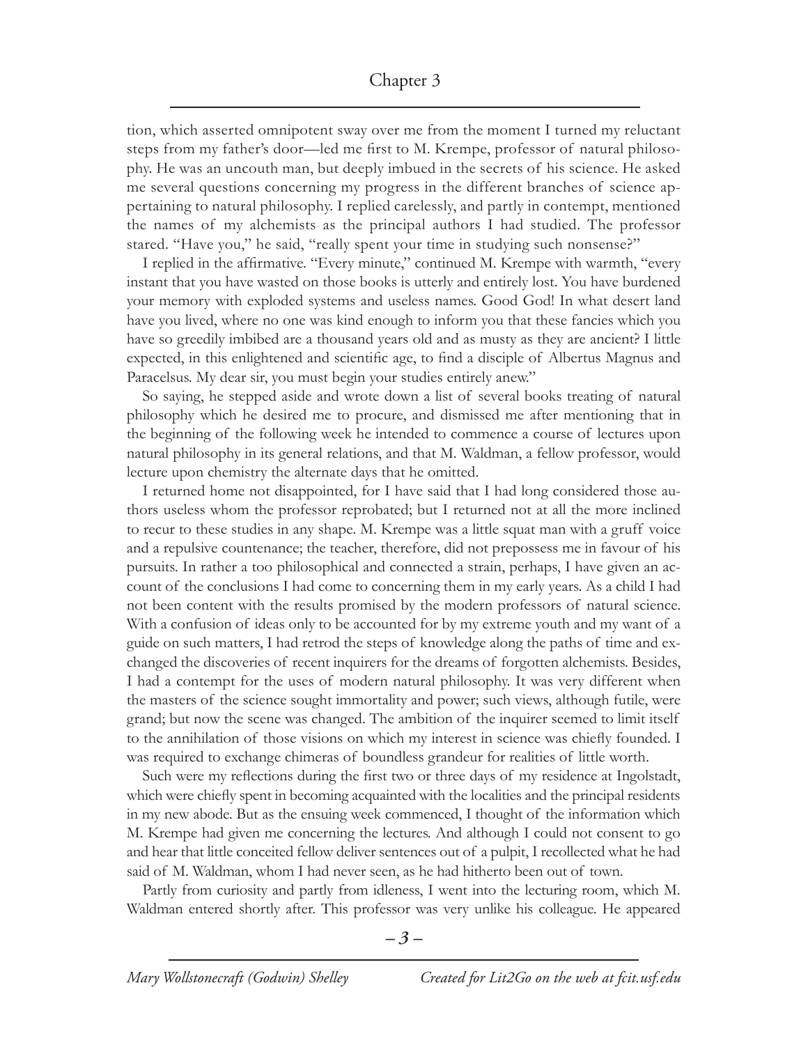tion, which asserted omnipotent sway over me from the moment I turned my reluctant steps from my father's door—led me first to M. Krempe, professor of natural philosophy. He was an uncouth man, but deeply imbued in the secrets of his science. He asked me several questions concerning my progress in the different branches of science appertaining to natural philosophy. I replied carelessly, and partly in contempt, mentioned the names of my alchemists as the principal authors I had studied. The professor stared. "Have you," he said, "really spent your time in studying such nonsense?"

I replied in the affirmative. "Every minute," continued M. Krempe with warmth, "every instant that you have wasted on those books is utterly and entirely lost. You have burdened your memory with exploded systems and useless names. Good God! In what desert land have you lived, where no one was kind enough to inform you that these fancies which you have so greedily imbibed are a thousand years old and as musty as they are ancient? I little expected, in this enlightened and scientific age, to find a disciple of Albertus Magnus and Paracelsus. My dear sir, you must begin your studies entirely anew."

So saying, he stepped aside and wrote down a list of several books treating of natural philosophy which he desired me to procure, and dismissed me after mentioning that in the beginning of the following week he intended to commence a course of lectures upon natural philosophy in its general relations, and that M. Waldman, a fellow professor, would lecture upon chemistry the alternate days that he omitted.

I returned home not disappointed, for I have said that I had long considered those authors useless whom the professor reprobated; but I returned not at all the more inclined to recur to these studies in any shape. M. Krempe was a little squat man with a gruff voice and a repulsive countenance; the teacher, therefore, did not prepossess me in favour of his pursuits. In rather a too philosophical and connected a strain, perhaps, I have given an account of the conclusions I had come to concerning them in my early years. As a child I had not been content with the results promised by the modern professors of natural science. With a confusion of ideas only to be accounted for by my extreme youth and my want of a guide on such matters, I had retrod the steps of knowledge along the paths of time and exchanged the discoveries of recent inquirers for the dreams of forgotten alchemists. Besides, I had a contempt for the uses of modern natural philosophy. It was very different when the masters of the science sought immortality and power; such views, although futile, were grand; but now the scene was changed. The ambition of the inquirer seemed to limit itself to the annihilation of those visions on which my interest in science was chiefly founded. I was required to exchange chimeras of boundless grandeur for realities of little worth.

Such were my reflections during the first two or three days of my residence at Ingolstadt, which were chiefly spent in becoming acquainted with the localities and the principal residents in my new abode. But as the ensuing week commenced, I thought of the information which M. Krempe had given me concerning the lectures. And although I could not consent to go and hear that little conceited fellow deliver sentences out of a pulpit, I recollected what he had said of M. Waldman, whom I had never seen, as he had hitherto been out of town.

Partly from curiosity and partly from idleness, I went into the lecturing room, which M. Waldman entered shortly after. This professor was very unlike his colleague. He appeared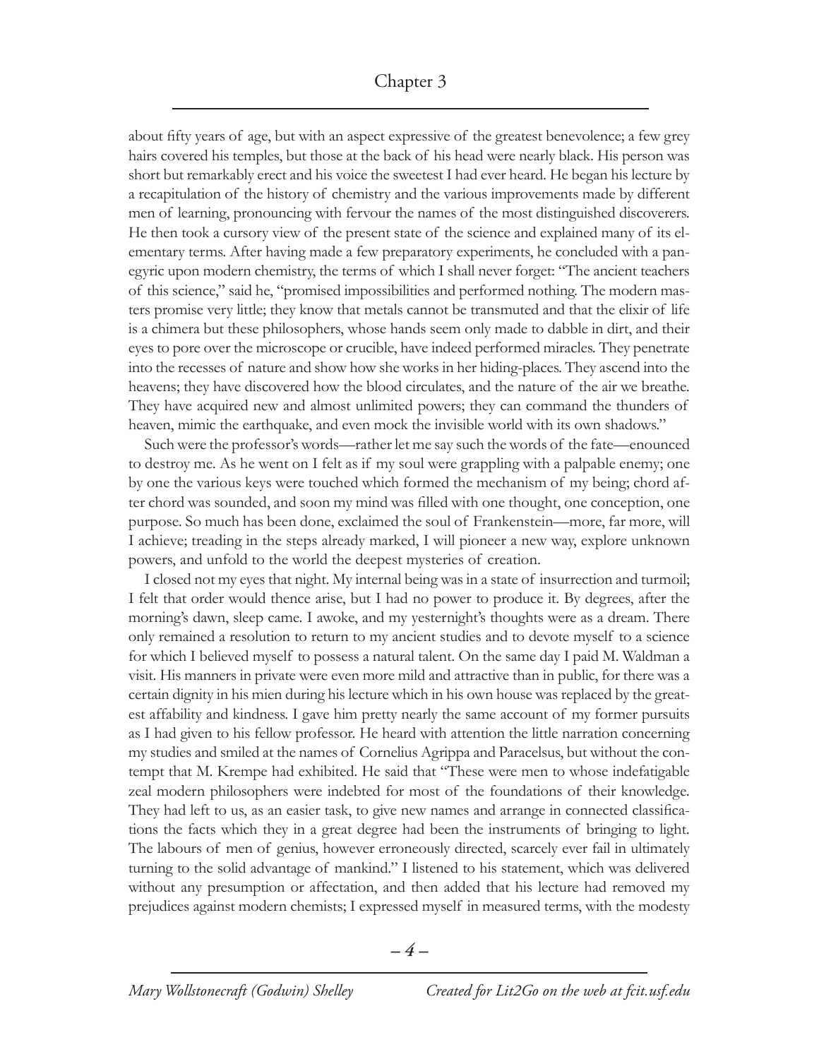about fifty years of age, but with an aspect expressive of the greatest benevolence; a few grey hairs covered his temples, but those at the back of his head were nearly black. His person was short but remarkably erect and his voice the sweetest I had ever heard. He began his lecture by a recapitulation of the history of chemistry and the various improvements made by different men of learning, pronouncing with fervour the names of the most distinguished discoverers. He then took a cursory view of the present state of the science and explained many of its elementary terms. After having made a few preparatory experiments, he concluded with a panegyric upon modern chemistry, the terms of which I shall never forget: "The ancient teachers of this science," said he, "promised impossibilities and performed nothing. The modern masters promise very little; they know that metals cannot be transmuted and that the elixir of life is a chimera but these philosophers, whose hands seem only made to dabble in dirt, and their eyes to pore over the microscope or crucible, have indeed performed miracles. They penetrate into the recesses of nature and show how she works in her hiding-places. They ascend into the heavens; they have discovered how the blood circulates, and the nature of the air we breathe. They have acquired new and almost unlimited powers; they can command the thunders of heaven, mimic the earthquake, and even mock the invisible world with its own shadows."

Such were the professor's words—rather let me say such the words of the fate—enounced to destroy me. As he went on I felt as if my soul were grappling with a palpable enemy; one by one the various keys were touched which formed the mechanism of my being; chord after chord was sounded, and soon my mind was filled with one thought, one conception, one purpose. So much has been done, exclaimed the soul of Frankenstein—more, far more, will I achieve; treading in the steps already marked, I will pioneer a new way, explore unknown powers, and unfold to the world the deepest mysteries of creation.

I closed not my eyes that night. My internal being was in a state of insurrection and turmoil; I felt that order would thence arise, but I had no power to produce it. By degrees, after the morning's dawn, sleep came. I awoke, and my yesternight's thoughts were as a dream. There only remained a resolution to return to my ancient studies and to devote myself to a science for which I believed myself to possess a natural talent. On the same day I paid M. Waldman a visit. His manners in private were even more mild and attractive than in public, for there was a certain dignity in his mien during his lecture which in his own house was replaced by the greatest affability and kindness. I gave him pretty nearly the same account of my former pursuits as I had given to his fellow professor. He heard with attention the little narration concerning my studies and smiled at the names of Cornelius Agrippa and Paracelsus, but without the contempt that M. Krempe had exhibited. He said that "These were men to whose indefatigable zeal modern philosophers were indebted for most of the foundations of their knowledge. They had left to us, as an easier task, to give new names and arrange in connected classifications the facts which they in a great degree had been the instruments of bringing to light. The labours of men of genius, however erroneously directed, scarcely ever fail in ultimately turning to the solid advantage of mankind." I listened to his statement, which was delivered without any presumption or affectation, and then added that his lecture had removed my prejudices against modern chemists; I expressed myself in measured terms, with the modesty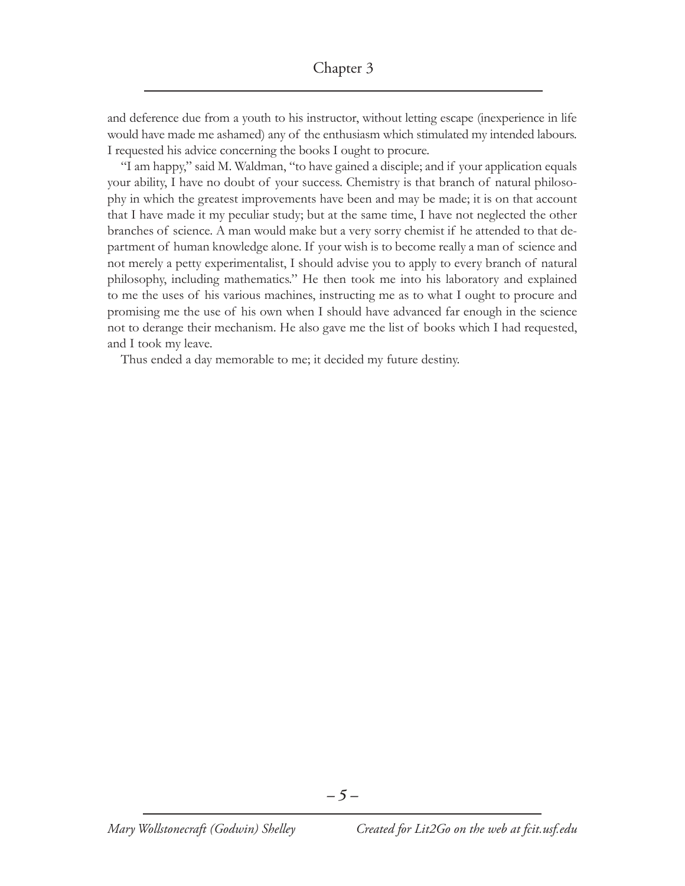and deference due from a youth to his instructor, without letting escape (inexperience in life would have made me ashamed) any of the enthusiasm which stimulated my intended labours. I requested his advice concerning the books I ought to procure.

"I am happy," said M. Waldman, "to have gained a disciple; and if your application equals your ability, I have no doubt of your success. Chemistry is that branch of natural philosophy in which the greatest improvements have been and may be made; it is on that account that I have made it my peculiar study; but at the same time, I have not neglected the other branches of science. A man would make but a very sorry chemist if he attended to that department of human knowledge alone. If your wish is to become really a man of science and not merely a petty experimentalist, I should advise you to apply to every branch of natural philosophy, including mathematics." He then took me into his laboratory and explained to me the uses of his various machines, instructing me as to what I ought to procure and promising me the use of his own when I should have advanced far enough in the science not to derange their mechanism. He also gave me the list of books which I had requested, and I took my leave.

Thus ended a day memorable to me; it decided my future destiny.